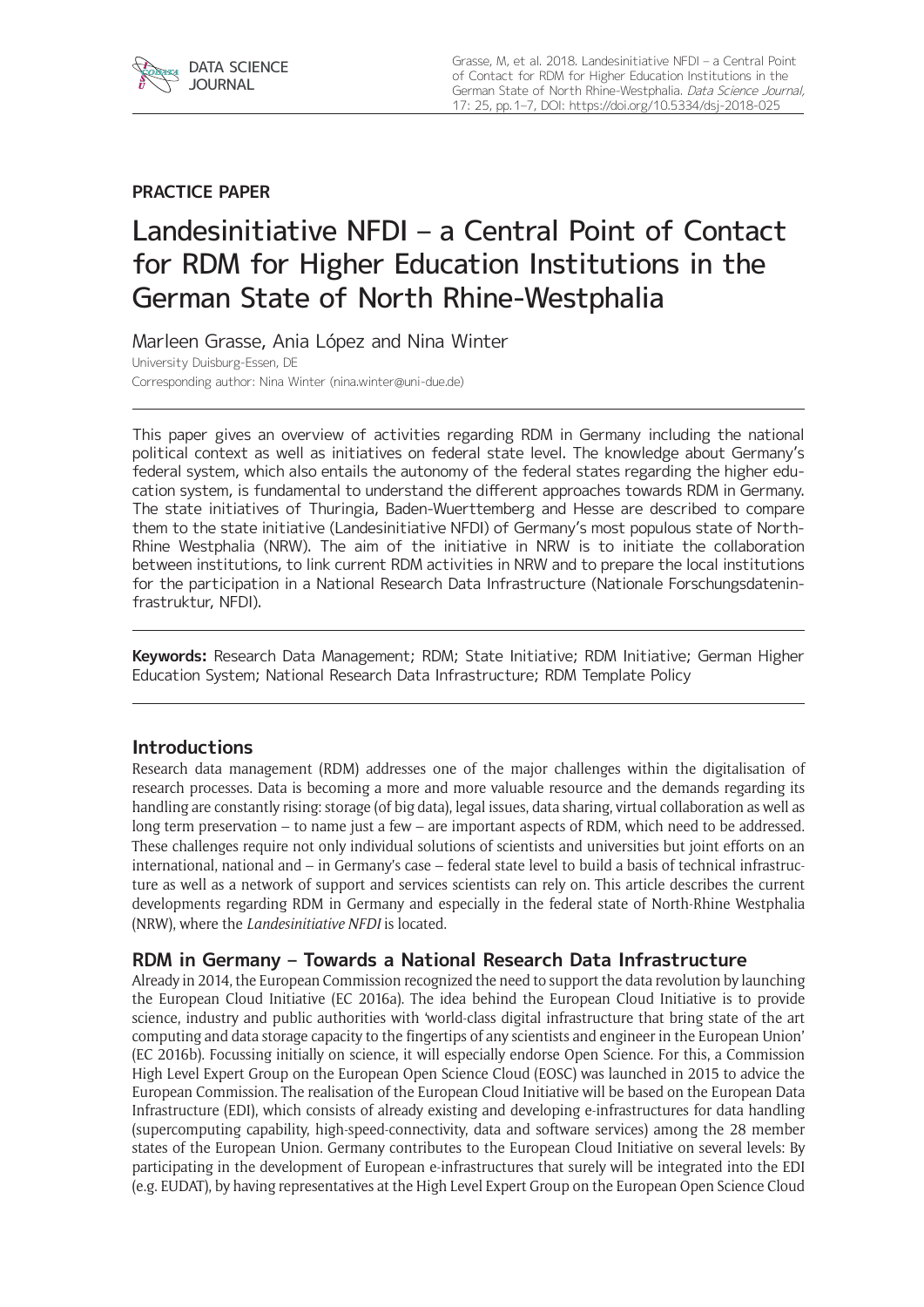**PRACTICE PAPER**

# Landesinitiative NFDI – a Central Point of Contact for RDM for Higher Education Institutions in the German State of North Rhine-Westphalia

Marleen Grasse, Ania López and Nina Winter

University Duisburg-Essen, DE

Corresponding author: Nina Winter (nina.winter@uni-due.de)

This paper gives an overview of activities regarding RDM in Germany including the national political context as well as initiatives on federal state level. The knowledge about Germany's federal system, which also entails the autonomy of the federal states regarding the higher education system, is fundamental to understand the different approaches towards RDM in Germany. The state initiatives of Thuringia, Baden-Wuerttemberg and Hesse are described to compare them to the state initiative (Landesinitiative NFDI) of Germany's most populous state of North-Rhine Westphalia (NRW). The aim of the initiative in NRW is to initiate the collaboration between institutions, to link current RDM activities in NRW and to prepare the local institutions for the participation in a National Research Data Infrastructure (Nationale Forschungsdateninfrastruktur, NFDI).

**Keywords:** Research Data Management; RDM; State Initiative; RDM Initiative; German Higher Education System; National Research Data Infrastructure; RDM Template Policy

## Introductions

Research data management (RDM) addresses one of the major challenges within the digitalisation of research processes. Data is becoming a more and more valuable resource and the demands regarding its handling are constantly rising: storage (of big data), legal issues, data sharing, virtual collaboration as well as long term preservation – to name just a few – are important aspects of RDM, which need to be addressed. These challenges require not only individual solutions of scientists and universities but joint efforts on an international, national and – in Germany's case – federal state level to build a basis of technical infrastructure as well as a network of support and services scientists can rely on. This article describes the current developments regarding RDM in Germany and especially in the federal state of North-Rhine Westphalia (NRW), where the *Landesinitiative NFDI* is located.

## RDM in Germany – Towards a National Research Data Infrastructure

Already in 2014, the European Commission recognized the need to support the data revolution by launching the European Cloud Initiative (EC 2016a). The idea behind the European Cloud Initiative is to provide science, industry and public authorities with 'world-class digital infrastructure that bring state of the art computing and data storage capacity to the fingertips of any scientists and engineer in the European Union' (EC 2016b). Focussing initially on science, it will especially endorse Open Science. For this, a Commission High Level Expert Group on the European Open Science Cloud (EOSC) was launched in 2015 to advice the European Commission. The realisation of the European Cloud Initiative will be based on the European Data Infrastructure (EDI), which consists of already existing and developing e-infrastructures for data handling (supercomputing capability, high-speed-connectivity, data and software services) among the 28 member states of the European Union. Germany contributes to the European Cloud Initiative on several levels: By participating in the development of European e-infrastructures that surely will be integrated into the EDI (e.g. EUDAT), by having representatives at the High Level Expert Group on the European Open Science Cloud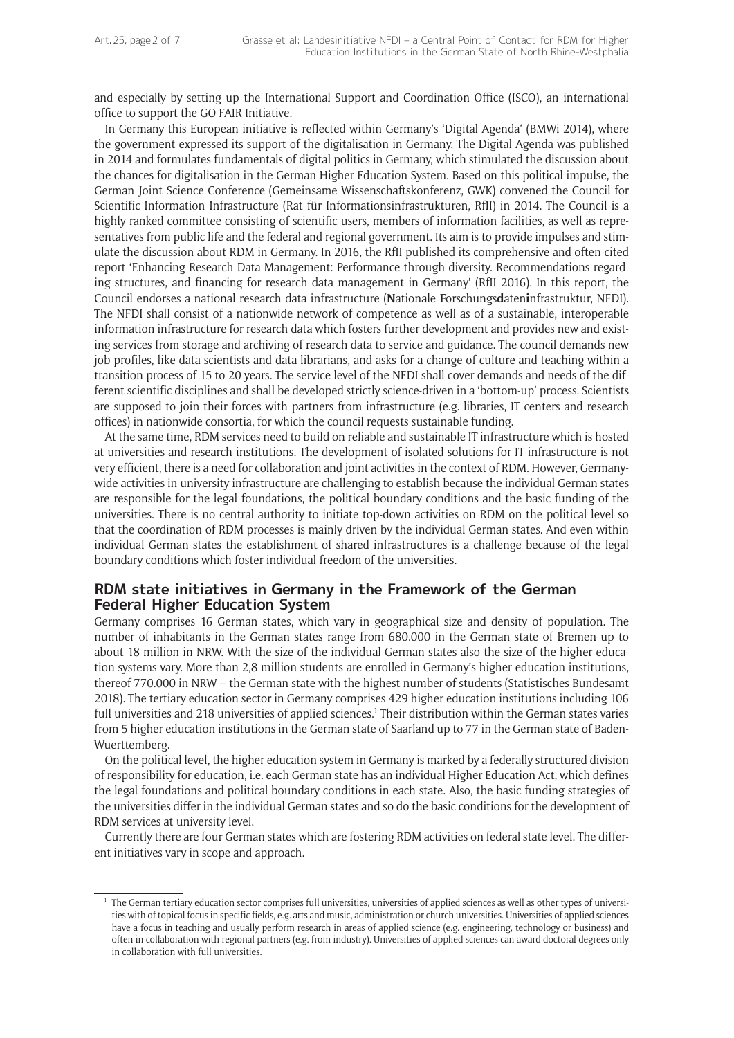and especially by setting up the International Support and Coordination Office (ISCO), an international office to support the GO FAIR Initiative.

In Germany this European initiative is reflected within Germany's 'Digital Agenda' (BMWi 2014), where the government expressed its support of the digitalisation in Germany. The Digital Agenda was published in 2014 and formulates fundamentals of digital politics in Germany, which stimulated the discussion about the chances for digitalisation in the German Higher Education System. Based on this political impulse, the German Joint Science Conference (Gemeinsame Wissenschaftskonferenz, GWK) convened the Council for Scientific Information Infrastructure (Rat für Informationsinfrastrukturen, RfII) in 2014. The Council is a highly ranked committee consisting of scientific users, members of information facilities, as well as representatives from public life and the federal and regional government. Its aim is to provide impulses and stimulate the discussion about RDM in Germany. In 2016, the RfII published its comprehensive and often-cited report 'Enhancing Research Data Management: Performance through diversity. Recommendations regarding structures, and financing for research data management in Germany' (RfII 2016). In this report, the Council endorses a national research data infrastructure (**N**ationale **F**orschungs**d**aten**i**nfrastruktur, NFDI). The NFDI shall consist of a nationwide network of competence as well as of a sustainable, interoperable information infrastructure for research data which fosters further development and provides new and existing services from storage and archiving of research data to service and guidance. The council demands new job profiles, like data scientists and data librarians, and asks for a change of culture and teaching within a transition process of 15 to 20 years. The service level of the NFDI shall cover demands and needs of the different scientific disciplines and shall be developed strictly science-driven in a 'bottom-up' process. Scientists are supposed to join their forces with partners from infrastructure (e.g. libraries, IT centers and research offices) in nationwide consortia, for which the council requests sustainable funding.

At the same time, RDM services need to build on reliable and sustainable IT infrastructure which is hosted at universities and research institutions. The development of isolated solutions for IT infrastructure is not very efficient, there is a need for collaboration and joint activities in the context of RDM. However, Germany-wide activities in university infrastructure are challenging to establish because the individual German states are responsible for the legal foundations, the political boundary conditions and the basic funding of the universities. There is no central authority to initiate top-down activities on RDM on the political level so that the coordination of RDM processes is mainly driven by the individual German states. And even within individual German states the establishment of shared infrastructures is a challenge because of the legal boundary conditions which foster individual freedom of the universities.

## RDM state initiatives in Germany in the Framework of the German Federal Higher Education System

Germany comprises 16 German states, which vary in geographical size and density of population. The number of inhabitants in the German states range from 680.000 in the German state of Bremen up to about 18 million in NRW. With the size of the individual German states also the size of the higher education systems vary. More than 2,8 million students are enrolled in Germany's higher education institutions, thereof 770.000 in NRW – the German state with the highest number of students (Statistisches Bundesamt 2018). The tertiary education sector in Germany comprises 429 higher education institutions including 106 full universities and 218 universities of applied sciences.[1] Their distribution within the German states varies from 5 higher education institutions in the German state of Saarland up to 77 in the German state of Baden-Wuerttemberg.

On the political level, the higher education system in Germany is marked by a federally structured division of responsibility for education, i.e. each German state has an individual Higher Education Act, which defines the legal foundations and political boundary conditions in each state. Also, the basic funding strategies of the universities differ in the individual German states and so do the basic conditions for the development of RDM services at university level.

Currently there are four German states which are fostering RDM activities on federal state level. The different initiatives vary in scope and approach.

---

[1] The German tertiary education sector comprises full universities, universities of applied sciences as well as other types of universities with of topical focus in specific fields, e.g. arts and music, administration or church universities. Universities of applied sciences have a focus in teaching and usually perform research in areas of applied science (e.g. engineering, technology or business) and often in collaboration with regional partners (e.g. from industry). Universities of applied sciences can award doctoral degrees only in collaboration with full universities.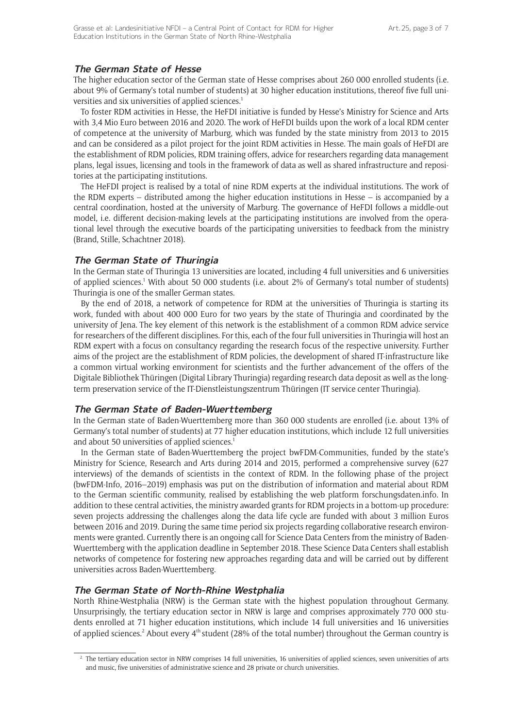### The German State of Hesse

The higher education sector of the German state of Hesse comprises about 260 000 enrolled students (i.e. about 9% of Germany's total number of students) at 30 higher education institutions, thereof five full universities and six universities of applied sciences.[1]

To foster RDM activities in Hesse, the HeFDI initiative is funded by Hesse's Ministry for Science and Arts with 3,4 Mio Euro between 2016 and 2020. The work of HeFDI builds upon the work of a local RDM center of competence at the university of Marburg, which was funded by the state ministry from 2013 to 2015 and can be considered as a pilot project for the joint RDM activities in Hesse. The main goals of HeFDI are the establishment of RDM policies, RDM training offers, advice for researchers regarding data management plans, legal issues, licensing and tools in the framework of data as well as shared infrastructure and repositories at the participating institutions.

The HeFDI project is realised by a total of nine RDM experts at the individual institutions. The work of the RDM experts – distributed among the higher education institutions in Hesse – is accompanied by a central coordination, hosted at the university of Marburg. The governance of HeFDI follows a middle-out model, i.e. different decision-making levels at the participating institutions are involved from the operational level through the executive boards of the participating universities to feedback from the ministry (Brand, Stille, Schachtner 2018).

### The German State of Thuringia

In the German state of Thuringia 13 universities are located, including 4 full universities and 6 universities of applied sciences.[1] With about 50 000 students (i.e. about 2% of Germany's total number of students) Thuringia is one of the smaller German states.

By the end of 2018, a network of competence for RDM at the universities of Thuringia is starting its work, funded with about 400 000 Euro for two years by the state of Thuringia and coordinated by the university of Jena. The key element of this network is the establishment of a common RDM advice service for researchers of the different disciplines. For this, each of the four full universities in Thuringia will host an RDM expert with a focus on consultancy regarding the research focus of the respective university. Further aims of the project are the establishment of RDM policies, the development of shared IT-infrastructure like a common virtual working environment for scientists and the further advancement of the offers of the Digitale Bibliothek Thüringen (Digital Library Thuringia) regarding research data deposit as well as the long-term preservation service of the IT-Dienstleistungszentrum Thüringen (IT service center Thuringia).

### The German State of Baden-Wuerttemberg

In the German state of Baden-Wuerttemberg more than 360 000 students are enrolled (i.e. about 13% of Germany's total number of students) at 77 higher education institutions, which include 12 full universities and about 50 universities of applied sciences.[1]

In the German state of Baden-Wuerttemberg the project bwFDM-Communities, funded by the state's Ministry for Science, Research and Arts during 2014 and 2015, performed a comprehensive survey (627 interviews) of the demands of scientists in the context of RDM. In the following phase of the project (bwFDM-Info, 2016–2019) emphasis was put on the distribution of information and material about RDM to the German scientific community, realised by establishing the web platform forschungsdaten.info. In addition to these central activities, the ministry awarded grants for RDM projects in a bottom-up procedure: seven projects addressing the challenges along the data life cycle are funded with about 3 million Euros between 2016 and 2019. During the same time period six projects regarding collaborative research environments were granted. Currently there is an ongoing call for Science Data Centers from the ministry of Baden-Wuerttemberg with the application deadline in September 2018. These Science Data Centers shall establish networks of competence for fostering new approaches regarding data and will be carried out by different universities across Baden-Wuerttemberg.

### The German State of North-Rhine Westphalia

North Rhine-Westphalia (NRW) is the German state with the highest population throughout Germany. Unsurprisingly, the tertiary education sector in NRW is large and comprises approximately 770 000 students enrolled at 71 higher education institutions, which include 14 full universities and 16 universities of applied sciences.[2] About every 4th student (28% of the total number) throughout the German country is

[2] The tertiary education sector in NRW comprises 14 full universities, 16 universities of applied sciences, seven universities of arts and music, five universities of administrative science and 28 private or church universities.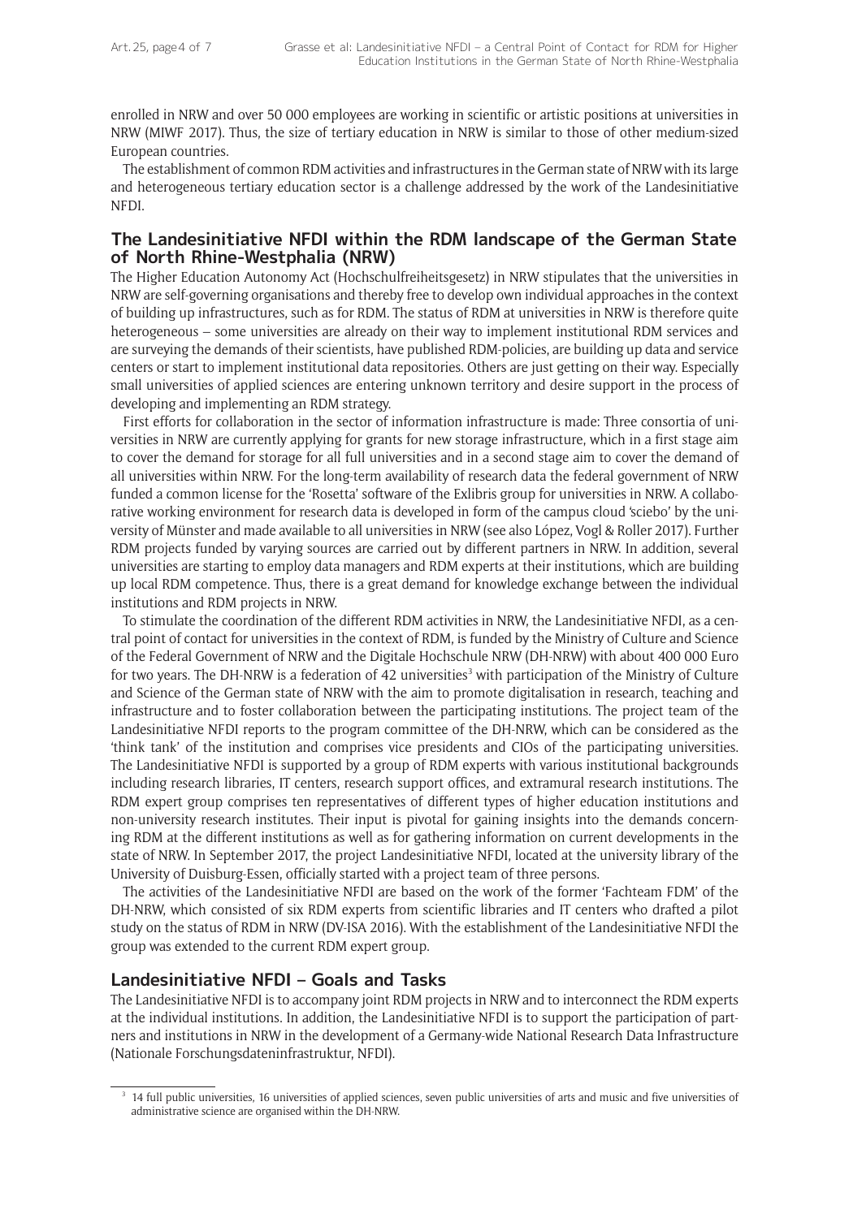enrolled in NRW and over 50 000 employees are working in scientific or artistic positions at universities in NRW (MIWF 2017). Thus, the size of tertiary education in NRW is similar to those of other medium-sized European countries.

The establishment of common RDM activities and infrastructures in the German state of NRW with its large and heterogeneous tertiary education sector is a challenge addressed by the work of the Landesinitiative NFDI.

## The Landesinitiative NFDI within the RDM landscape of the German State of North Rhine-Westphalia (NRW)

The Higher Education Autonomy Act (Hochschulfreiheitsgesetz) in NRW stipulates that the universities in NRW are self-governing organisations and thereby free to develop own individual approaches in the context of building up infrastructures, such as for RDM. The status of RDM at universities in NRW is therefore quite heterogeneous – some universities are already on their way to implement institutional RDM services and are surveying the demands of their scientists, have published RDM-policies, are building up data and service centers or start to implement institutional data repositories. Others are just getting on their way. Especially small universities of applied sciences are entering unknown territory and desire support in the process of developing and implementing an RDM strategy.

First efforts for collaboration in the sector of information infrastructure is made: Three consortia of universities in NRW are currently applying for grants for new storage infrastructure, which in a first stage aim to cover the demand for storage for all full universities and in a second stage aim to cover the demand of all universities within NRW. For the long-term availability of research data the federal government of NRW funded a common license for the 'Rosetta' software of the Exlibris group for universities in NRW. A collaborative working environment for research data is developed in form of the campus cloud 'sciebo' by the university of Münster and made available to all universities in NRW (see also López, Vogl & Roller 2017). Further RDM projects funded by varying sources are carried out by different partners in NRW. In addition, several universities are starting to employ data managers and RDM experts at their institutions, which are building up local RDM competence. Thus, there is a great demand for knowledge exchange between the individual institutions and RDM projects in NRW.

To stimulate the coordination of the different RDM activities in NRW, the Landesinitiative NFDI, as a central point of contact for universities in the context of RDM, is funded by the Ministry of Culture and Science of the Federal Government of NRW and the Digitale Hochschule NRW (DH-NRW) with about 400 000 Euro for two years. The DH-NRW is a federation of 42 universities[3] with participation of the Ministry of Culture and Science of the German state of NRW with the aim to promote digitalisation in research, teaching and infrastructure and to foster collaboration between the participating institutions. The project team of the Landesinitiative NFDI reports to the program committee of the DH-NRW, which can be considered as the 'think tank' of the institution and comprises vice presidents and CIOs of the participating universities. The Landesinitiative NFDI is supported by a group of RDM experts with various institutional backgrounds including research libraries, IT centers, research support offices, and extramural research institutions. The RDM expert group comprises ten representatives of different types of higher education institutions and non-university research institutes. Their input is pivotal for gaining insights into the demands concerning RDM at the different institutions as well as for gathering information on current developments in the state of NRW. In September 2017, the project Landesinitiative NFDI, located at the university library of the University of Duisburg-Essen, officially started with a project team of three persons.

The activities of the Landesinitiative NFDI are based on the work of the former 'Fachteam FDM' of the DH-NRW, which consisted of six RDM experts from scientific libraries and IT centers who drafted a pilot study on the status of RDM in NRW (DV-ISA 2016). With the establishment of the Landesinitiative NFDI the group was extended to the current RDM expert group.

## Landesinitiative NFDI – Goals and Tasks

The Landesinitiative NFDI is to accompany joint RDM projects in NRW and to interconnect the RDM experts at the individual institutions. In addition, the Landesinitiative NFDI is to support the participation of partners and institutions in NRW in the development of a Germany-wide National Research Data Infrastructure (Nationale Forschungsdateninfrastruktur, NFDI).

[3] 14 full public universities, 16 universities of applied sciences, seven public universities of arts and music and five universities of administrative science are organised within the DH-NRW.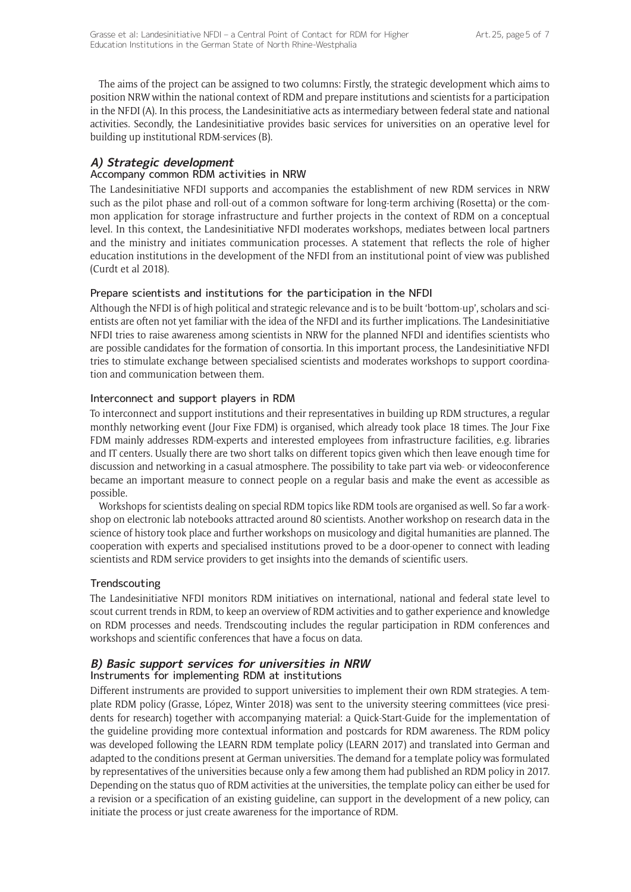The aims of the project can be assigned to two columns: Firstly, the strategic development which aims to position NRW within the national context of RDM and prepare institutions and scientists for a participation in the NFDI (A). In this process, the Landesinitiative acts as intermediary between federal state and national activities. Secondly, the Landesinitiative provides basic services for universities on an operative level for building up institutional RDM-services (B).

## *A) Strategic development*

### Accompany common RDM activities in NRW

The Landesinitiative NFDI supports and accompanies the establishment of new RDM services in NRW such as the pilot phase and roll-out of a common software for long-term archiving (Rosetta) or the common application for storage infrastructure and further projects in the context of RDM on a conceptual level. In this context, the Landesinitiative NFDI moderates workshops, mediates between local partners and the ministry and initiates communication processes. A statement that reflects the role of higher education institutions in the development of the NFDI from an institutional point of view was published (Curdt et al 2018).

### Prepare scientists and institutions for the participation in the NFDI

Although the NFDI is of high political and strategic relevance and is to be built 'bottom-up', scholars and scientists are often not yet familiar with the idea of the NFDI and its further implications. The Landesinitiative NFDI tries to raise awareness among scientists in NRW for the planned NFDI and identifies scientists who are possible candidates for the formation of consortia. In this important process, the Landesinitiative NFDI tries to stimulate exchange between specialised scientists and moderates workshops to support coordination and communication between them.

### Interconnect and support players in RDM

To interconnect and support institutions and their representatives in building up RDM structures, a regular monthly networking event (Jour Fixe FDM) is organised, which already took place 18 times. The Jour Fixe FDM mainly addresses RDM-experts and interested employees from infrastructure facilities, e.g. libraries and IT centers. Usually there are two short talks on different topics given which then leave enough time for discussion and networking in a casual atmosphere. The possibility to take part via web- or videoconference became an important measure to connect people on a regular basis and make the event as accessible as possible.

Workshops for scientists dealing on special RDM topics like RDM tools are organised as well. So far a workshop on electronic lab notebooks attracted around 80 scientists. Another workshop on research data in the science of history took place and further workshops on musicology and digital humanities are planned. The cooperation with experts and specialised institutions proved to be a door-opener to connect with leading scientists and RDM service providers to get insights into the demands of scientific users.

### Trendscouting

The Landesinitiative NFDI monitors RDM initiatives on international, national and federal state level to scout current trends in RDM, to keep an overview of RDM activities and to gather experience and knowledge on RDM processes and needs. Trendscouting includes the regular participation in RDM conferences and workshops and scientific conferences that have a focus on data.

## *B) Basic support services for universities in NRW*

### Instruments for implementing RDM at institutions

Different instruments are provided to support universities to implement their own RDM strategies. A template RDM policy (Grasse, López, Winter 2018) was sent to the university steering committees (vice presidents for research) together with accompanying material: a Quick-Start-Guide for the implementation of the guideline providing more contextual information and postcards for RDM awareness. The RDM policy was developed following the LEARN RDM template policy (LEARN 2017) and translated into German and adapted to the conditions present at German universities. The demand for a template policy was formulated by representatives of the universities because only a few among them had published an RDM policy in 2017. Depending on the status quo of RDM activities at the universities, the template policy can either be used for a revision or a specification of an existing guideline, can support in the development of a new policy, can initiate the process or just create awareness for the importance of RDM.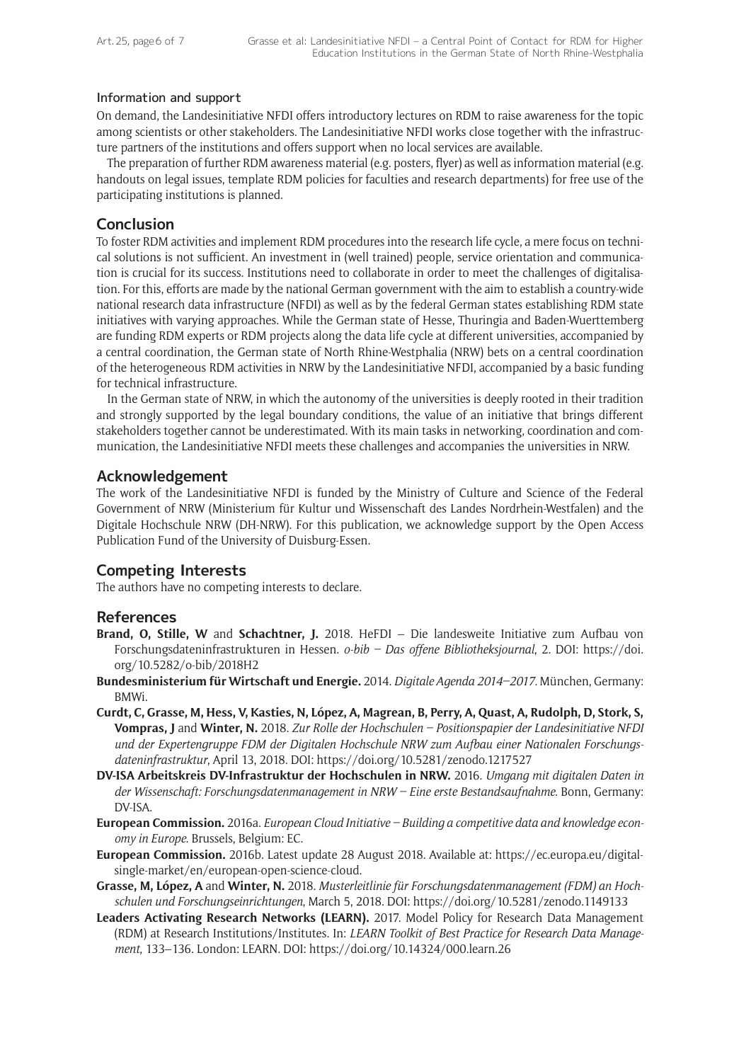### Information and support

On demand, the Landesinitiative NFDI offers introductory lectures on RDM to raise awareness for the topic among scientists or other stakeholders. The Landesinitiative NFDI works close together with the infrastructure partners of the institutions and offers support when no local services are available.

The preparation of further RDM awareness material (e.g. posters, flyer) as well as information material (e.g. handouts on legal issues, template RDM policies for faculties and research departments) for free use of the participating institutions is planned.

## Conclusion

To foster RDM activities and implement RDM procedures into the research life cycle, a mere focus on technical solutions is not sufficient. An investment in (well trained) people, service orientation and communication is crucial for its success. Institutions need to collaborate in order to meet the challenges of digitalisation. For this, efforts are made by the national German government with the aim to establish a country-wide national research data infrastructure (NFDI) as well as by the federal German states establishing RDM state initiatives with varying approaches. While the German state of Hesse, Thuringia and Baden-Wuerttemberg are funding RDM experts or RDM projects along the data life cycle at different universities, accompanied by a central coordination, the German state of North Rhine-Westphalia (NRW) bets on a central coordination of the heterogeneous RDM activities in NRW by the Landesinitiative NFDI, accompanied by a basic funding for technical infrastructure.

In the German state of NRW, in which the autonomy of the universities is deeply rooted in their tradition and strongly supported by the legal boundary conditions, the value of an initiative that brings different stakeholders together cannot be underestimated. With its main tasks in networking, coordination and communication, the Landesinitiative NFDI meets these challenges and accompanies the universities in NRW.

## Acknowledgement

The work of the Landesinitiative NFDI is funded by the Ministry of Culture and Science of the Federal Government of NRW (Ministerium für Kultur und Wissenschaft des Landes Nordrhein-Westfalen) and the Digitale Hochschule NRW (DH-NRW). For this publication, we acknowledge support by the Open Access Publication Fund of the University of Duisburg-Essen.

## Competing Interests

The authors have no competing interests to declare.

## References

**Brand, O, Stille, W** and **Schachtner, J.** 2018. HeFDI – Die landesweite Initiative zum Aufbau von Forschungsdateninfrastrukturen in Hessen. *o-bib – Das offene Bibliotheksjournal*, 2. DOI: https://doi.org/10.5282/o-bib/2018H2

**Bundesministerium für Wirtschaft und Energie.** 2014. *Digitale Agenda 2014–2017*. München, Germany: BMWi.

**Curdt, C, Grasse, M, Hess, V, Kasties, N, López, A, Magrean, B, Perry, A, Quast, A, Rudolph, D, Stork, S, Vompras, J** and **Winter, N.** 2018. *Zur Rolle der Hochschulen – Positionspapier der Landesinitiative NFDI und der Expertengruppe FDM der Digitalen Hochschule NRW zum Aufbau einer Nationalen Forschungsdateninfrastruktur*, April 13, 2018. DOI: https://doi.org/10.5281/zenodo.1217527

**DV-ISA Arbeitskreis DV-Infrastruktur der Hochschulen in NRW.** 2016. *Umgang mit digitalen Daten in der Wissenschaft: Forschungsdatenmanagement in NRW – Eine erste Bestandsaufnahme*. Bonn, Germany: DV-ISA.

**European Commission.** 2016a. *European Cloud Initiative – Building a competitive data and knowledge economy in Europe*. Brussels, Belgium: EC.

**European Commission.** 2016b. Latest update 28 August 2018. Available at: https://ec.europa.eu/digital-single-market/en/european-open-science-cloud.

**Grasse, M, López, A** and **Winter, N.** 2018. *Musterleitlinie für Forschungsdatenmanagement (FDM) an Hochschulen und Forschungseinrichtungen*, March 5, 2018. DOI: https://doi.org/10.5281/zenodo.1149133

**Leaders Activating Research Networks (LEARN).** 2017. Model Policy for Research Data Management (RDM) at Research Institutions/Institutes. In: *LEARN Toolkit of Best Practice for Research Data Management*, 133–136. London: LEARN. DOI: https://doi.org/10.14324/000.learn.26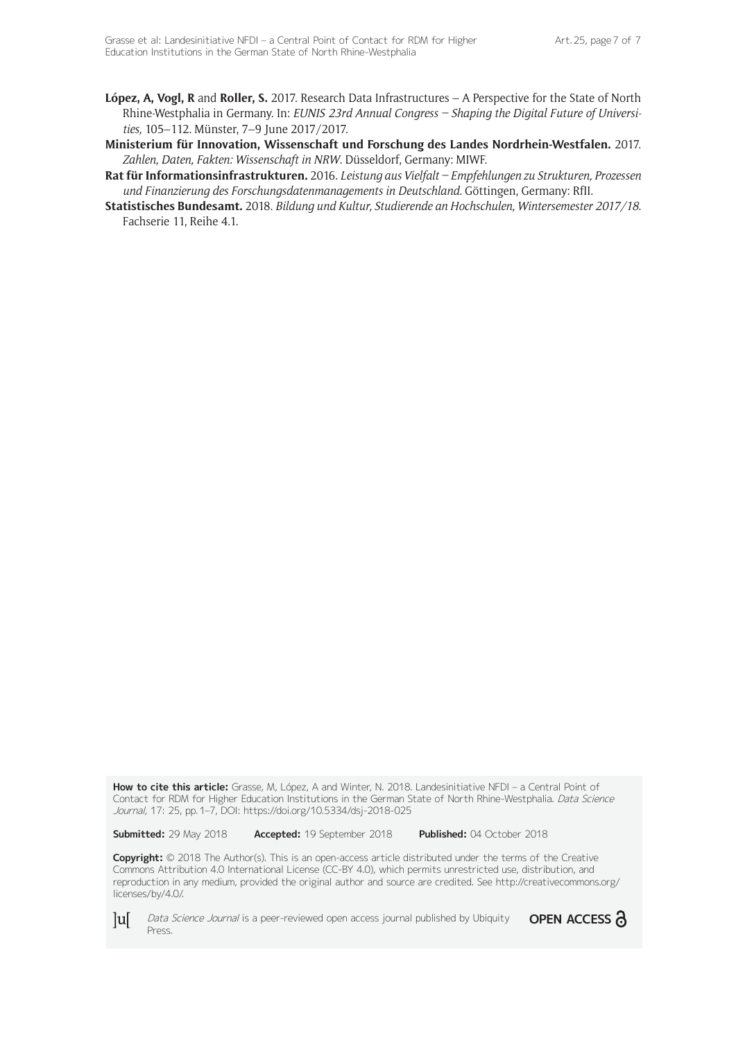**López, A, Vogl, R** and **Roller, S.** 2017. Research Data Infrastructures – A Perspective for the State of North Rhine-Westphalia in Germany. In: *EUNIS 23rd Annual Congress – Shaping the Digital Future of Universities,* 105–112. Münster, 7–9 June 2017/2017.

**Ministerium für Innovation, Wissenschaft und Forschung des Landes Nordrhein-Westfalen.** 2017. *Zahlen, Daten, Fakten: Wissenschaft in NRW*. Düsseldorf, Germany: MIWF.

**Rat für Informationsinfrastrukturen.** 2016. *Leistung aus Vielfalt – Empfehlungen zu Strukturen, Prozessen und Finanzierung des Forschungsdatenmanagements in Deutschland.* Göttingen, Germany: RfII.

**Statistisches Bundesamt.** 2018. *Bildung und Kultur, Studierende an Hochschulen, Wintersemester 2017/18.* Fachserie 11, Reihe 4.1.

**How to cite this article:** Grasse, M, López, A and Winter, N. 2018. Landesinitiative NFDI – a Central Point of Contact for RDM for Higher Education Institutions in the German State of North Rhine-Westphalia. *Data Science Journal,* 17: 25, pp. 1–7, DOI: https://doi.org/10.5334/dsj-2018-025

**Submitted:** 29 May 2018 **Accepted:** 19 September 2018 **Published:** 04 October 2018

**Copyright:** © 2018 The Author(s). This is an open-access article distributed under the terms of the Creative Commons Attribution 4.0 International License (CC-BY 4.0), which permits unrestricted use, distribution, and reproduction in any medium, provided the original author and source are credited. See http://creativecommons.org/licenses/by/4.0/.

*Data Science Journal* is a peer-reviewed open access journal published by Ubiquity Press. **OPEN ACCESS**